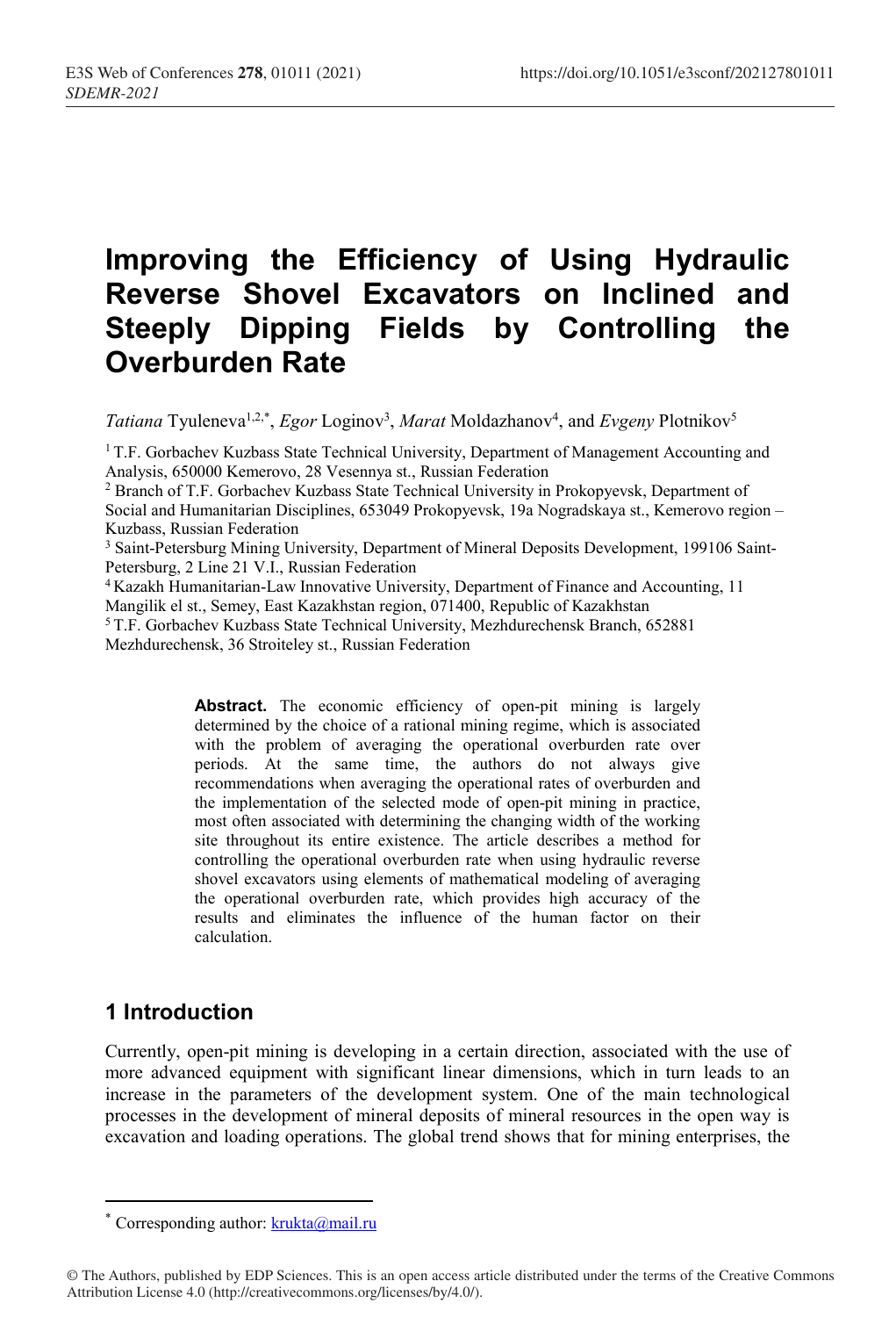# Improving the Efficiency of Using Hydraulic Reverse Shovel Excavators on Inclined and Steeply Dipping Fields by Controlling the Overburden Rate

*Tatiana* Tyuleneva[1,2,*], *Egor* Loginov[3], *Marat* Moldazhanov[4], and *Evgeny* Plotnikov[5]

[1] T.F. Gorbachev Kuzbass State Technical University, Department of Management Accounting and Analysis, 650000 Kemerovo, 28 Vesennya st., Russian Federation

[2] Branch of T.F. Gorbachev Kuzbass State Technical University in Prokopyevsk, Department of Social and Humanitarian Disciplines, 653049 Prokopyevsk, 19a Nogradskaya st., Kemerovo region – Kuzbass, Russian Federation

[3] Saint-Petersburg Mining University, Department of Mineral Deposits Development, 199106 Saint-Petersburg, 2 Line 21 V.I., Russian Federation

[4] Kazakh Humanitarian-Law Innovative University, Department of Finance and Accounting, 11 Mangilik el st., Semey, East Kazakhstan region, 071400, Republic of Kazakhstan

[5] T.F. Gorbachev Kuzbass State Technical University, Mezhdurechensk Branch, 652881 Mezhdurechensk, 36 Stroiteley st., Russian Federation

**Abstract.** The economic efficiency of open-pit mining is largely determined by the choice of a rational mining regime, which is associated with the problem of averaging the operational overburden rate over periods. At the same time, the authors do not always give recommendations when averaging the operational rates of overburden and the implementation of the selected mode of open-pit mining in practice, most often associated with determining the changing width of the working site throughout its entire existence. The article describes a method for controlling the operational overburden rate when using hydraulic reverse shovel excavators using elements of mathematical modeling of averaging the operational overburden rate, which provides high accuracy of the results and eliminates the influence of the human factor on their calculation.

## 1 Introduction

Currently, open-pit mining is developing in a certain direction, associated with the use of more advanced equipment with significant linear dimensions, which in turn leads to an increase in the parameters of the development system. One of the main technological processes in the development of mineral deposits of mineral resources in the open way is excavation and loading operations. The global trend shows that for mining enterprises, the

---

[*] Corresponding author: krukta@mail.ru

© The Authors, published by EDP Sciences. This is an open access article distributed under the terms of the Creative Commons Attribution License 4.0 (http://creativecommons.org/licenses/by/4.0/).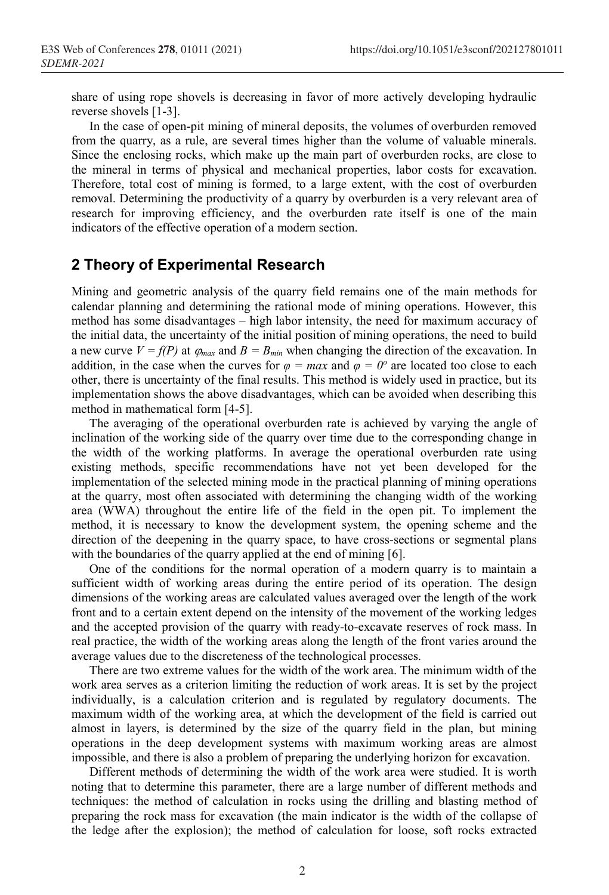share of using rope shovels is decreasing in favor of more actively developing hydraulic reverse shovels [1-3].

In the case of open-pit mining of mineral deposits, the volumes of overburden removed from the quarry, as a rule, are several times higher than the volume of valuable minerals. Since the enclosing rocks, which make up the main part of overburden rocks, are close to the mineral in terms of physical and mechanical properties, labor costs for excavation. Therefore, total cost of mining is formed, to a large extent, with the cost of overburden removal. Determining the productivity of a quarry by overburden is a very relevant area of research for improving efficiency, and the overburden rate itself is one of the main indicators of the effective operation of a modern section.

## 2 Theory of Experimental Research

Mining and geometric analysis of the quarry field remains one of the main methods for calendar planning and determining the rational mode of mining operations. However, this method has some disadvantages – high labor intensity, the need for maximum accuracy of the initial data, the uncertainty of the initial position of mining operations, the need to build a new curve $V = f(P)$ at $\varphi_{max}$ and $B = B_{min}$ when changing the direction of the excavation. In addition, in the case when the curves for $\varphi = max$ and $\varphi = 0^o$ are located too close to each other, there is uncertainty of the final results. This method is widely used in practice, but its implementation shows the above disadvantages, which can be avoided when describing this method in mathematical form [4-5].

The averaging of the operational overburden rate is achieved by varying the angle of inclination of the working side of the quarry over time due to the corresponding change in the width of the working platforms. In average the operational overburden rate using existing methods, specific recommendations have not yet been developed for the implementation of the selected mining mode in the practical planning of mining operations at the quarry, most often associated with determining the changing width of the working area (WWA) throughout the entire life of the field in the open pit. To implement the method, it is necessary to know the development system, the opening scheme and the direction of the deepening in the quarry space, to have cross-sections or segmental plans with the boundaries of the quarry applied at the end of mining [6].

One of the conditions for the normal operation of a modern quarry is to maintain a sufficient width of working areas during the entire period of its operation. The design dimensions of the working areas are calculated values averaged over the length of the work front and to a certain extent depend on the intensity of the movement of the working ledges and the accepted provision of the quarry with ready-to-excavate reserves of rock mass. In real practice, the width of the working areas along the length of the front varies around the average values due to the discreteness of the technological processes.

There are two extreme values for the width of the work area. The minimum width of the work area serves as a criterion limiting the reduction of work areas. It is set by the project individually, is a calculation criterion and is regulated by regulatory documents. The maximum width of the working area, at which the development of the field is carried out almost in layers, is determined by the size of the quarry field in the plan, but mining operations in the deep development systems with maximum working areas are almost impossible, and there is also a problem of preparing the underlying horizon for excavation.

Different methods of determining the width of the work area were studied. It is worth noting that to determine this parameter, there are a large number of different methods and techniques: the method of calculation in rocks using the drilling and blasting method of preparing the rock mass for excavation (the main indicator is the width of the collapse of the ledge after the explosion); the method of calculation for loose, soft rocks extracted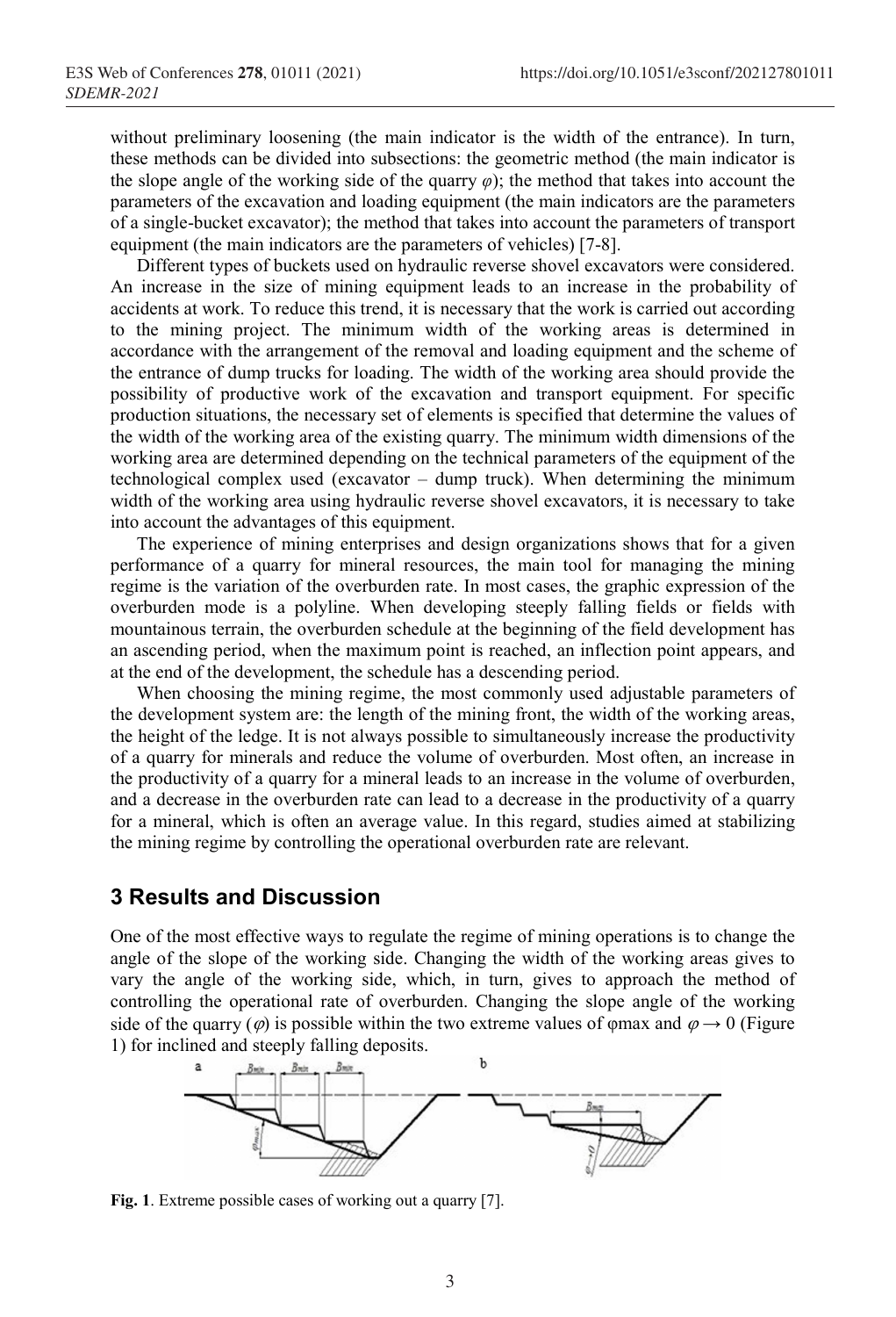without preliminary loosening (the main indicator is the width of the entrance). In turn, these methods can be divided into subsections: the geometric method (the main indicator is the slope angle of the working side of the quarry $\varphi$); the method that takes into account the parameters of the excavation and loading equipment (the main indicators are the parameters of a single-bucket excavator); the method that takes into account the parameters of transport equipment (the main indicators are the parameters of vehicles) [7-8].

Different types of buckets used on hydraulic reverse shovel excavators were considered. An increase in the size of mining equipment leads to an increase in the probability of accidents at work. To reduce this trend, it is necessary that the work is carried out according to the mining project. The minimum width of the working areas is determined in accordance with the arrangement of the removal and loading equipment and the scheme of the entrance of dump trucks for loading. The width of the working area should provide the possibility of productive work of the excavation and transport equipment. For specific production situations, the necessary set of elements is specified that determine the values of the width of the working area of the existing quarry. The minimum width dimensions of the working area are determined depending on the technical parameters of the equipment of the technological complex used (excavator – dump truck). When determining the minimum width of the working area using hydraulic reverse shovel excavators, it is necessary to take into account the advantages of this equipment.

The experience of mining enterprises and design organizations shows that for a given performance of a quarry for mineral resources, the main tool for managing the mining regime is the variation of the overburden rate. In most cases, the graphic expression of the overburden mode is a polyline. When developing steeply falling fields or fields with mountainous terrain, the overburden schedule at the beginning of the field development has an ascending period, when the maximum point is reached, an inflection point appears, and at the end of the development, the schedule has a descending period.

When choosing the mining regime, the most commonly used adjustable parameters of the development system are: the length of the mining front, the width of the working areas, the height of the ledge. It is not always possible to simultaneously increase the productivity of a quarry for minerals and reduce the volume of overburden. Most often, an increase in the productivity of a quarry for a mineral leads to an increase in the volume of overburden, and a decrease in the overburden rate can lead to a decrease in the productivity of a quarry for a mineral, which is often an average value. In this regard, studies aimed at stabilizing the mining regime by controlling the operational overburden rate are relevant.

## 3 Results and Discussion

One of the most effective ways to regulate the regime of mining operations is to change the angle of the slope of the working side. Changing the width of the working areas gives to vary the angle of the working side, which, in turn, gives to approach the method of controlling the operational rate of overburden. Changing the slope angle of the working side of the quarry ($\varphi$) is possible within the two extreme values of $\varphi_{max}$ and $\varphi \rightarrow 0$ (Figure 1) for inclined and steeply falling deposits.

**Fig. 1**. Extreme possible cases of working out a quarry [7].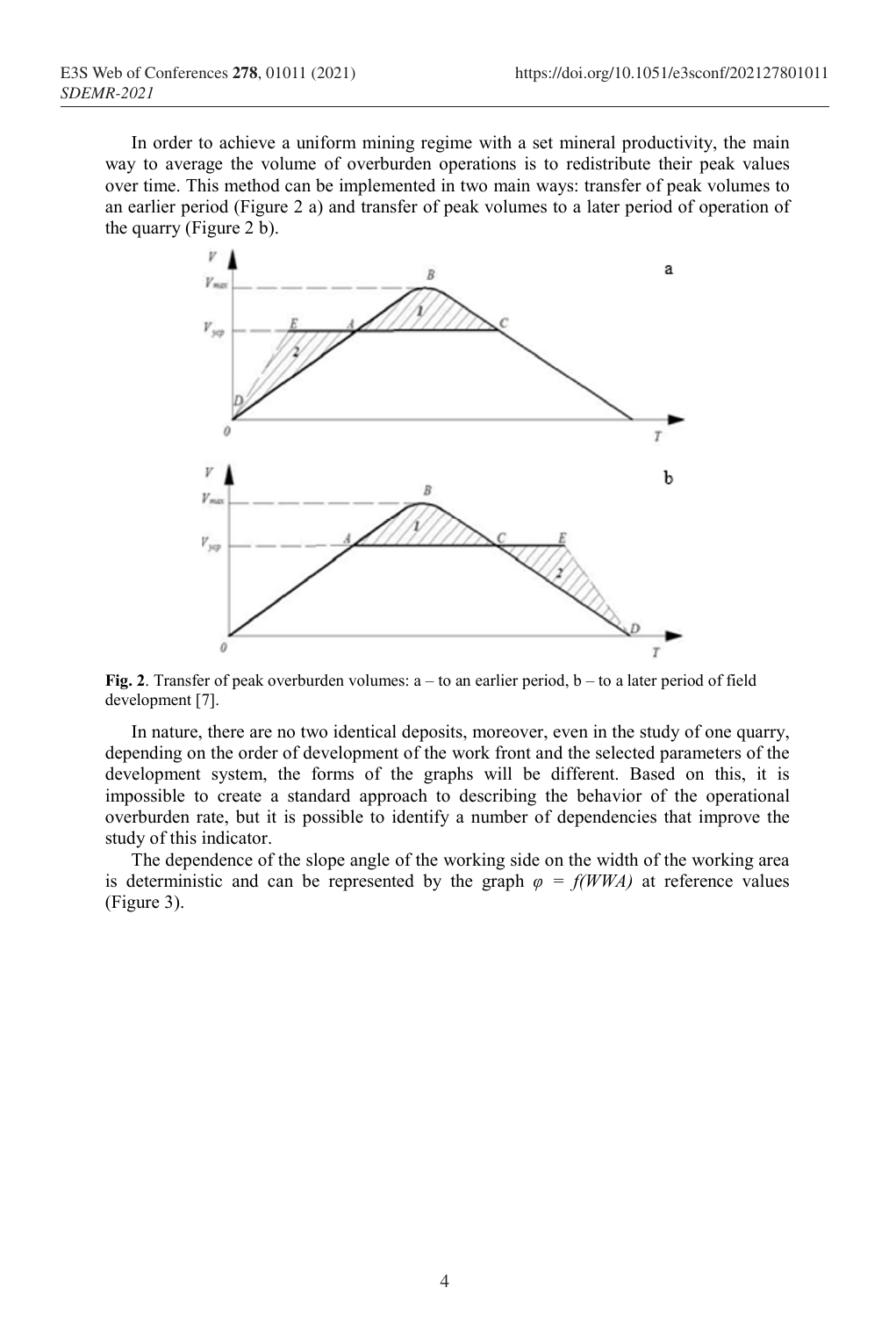In order to achieve a uniform mining regime with a set mineral productivity, the main way to average the volume of overburden operations is to redistribute their peak values over time. This method can be implemented in two main ways: transfer of peak volumes to an earlier period (Figure 2 a) and transfer of peak volumes to a later period of operation of the quarry (Figure 2 b).

**Fig. 2**. Transfer of peak overburden volumes: a – to an earlier period, b – to a later period of field development [7].

In nature, there are no two identical deposits, moreover, even in the study of one quarry, depending on the order of development of the work front and the selected parameters of the development system, the forms of the graphs will be different. Based on this, it is impossible to create a standard approach to describing the behavior of the operational overburden rate, but it is possible to identify a number of dependencies that improve the study of this indicator.

The dependence of the slope angle of the working side on the width of the working area is deterministic and can be represented by the graph $\varphi = f(WWA)$ at reference values (Figure 3).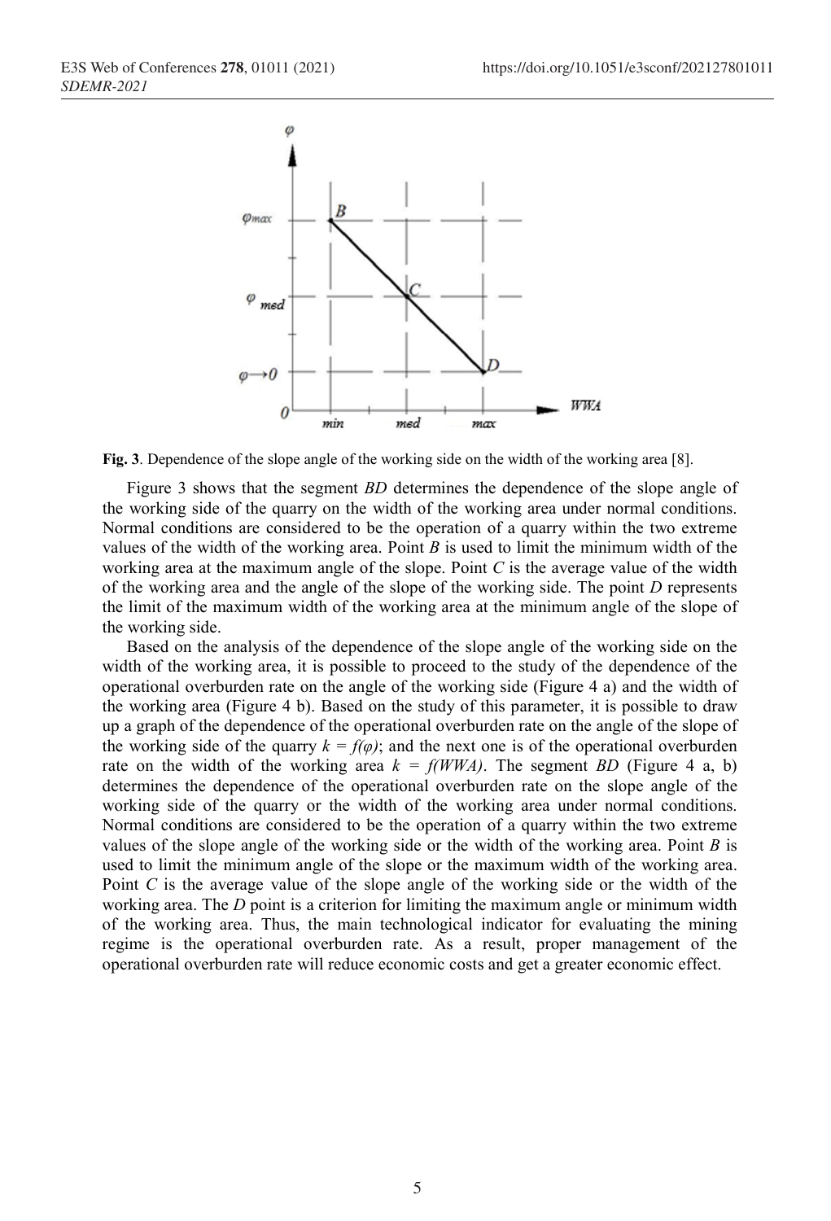**Fig. 3**. Dependence of the slope angle of the working side on the width of the working area [8].

Figure 3 shows that the segment *BD* determines the dependence of the slope angle of the working side of the quarry on the width of the working area under normal conditions. Normal conditions are considered to be the operation of a quarry within the two extreme values of the width of the working area. Point *B* is used to limit the minimum width of the working area at the maximum angle of the slope. Point *C* is the average value of the width of the working area and the angle of the slope of the working side. The point *D* represents the limit of the maximum width of the working area at the minimum angle of the slope of the working side.

Based on the analysis of the dependence of the slope angle of the working side on the width of the working area, it is possible to proceed to the study of the dependence of the operational overburden rate on the angle of the working side (Figure 4 a) and the width of the working area (Figure 4 b). Based on the study of this parameter, it is possible to draw up a graph of the dependence of the operational overburden rate on the angle of the slope of the working side of the quarry $k = f(\varphi)$; and the next one is of the operational overburden rate on the width of the working area $k = f(WWA)$. The segment *BD* (Figure 4 a, b) determines the dependence of the operational overburden rate on the slope angle of the working side of the quarry or the width of the working area under normal conditions. Normal conditions are considered to be the operation of a quarry within the two extreme values of the slope angle of the working side or the width of the working area. Point *B* is used to limit the minimum angle of the slope or the maximum width of the working area. Point *C* is the average value of the slope angle of the working side or the width of the working area. The *D* point is a criterion for limiting the maximum angle or minimum width of the working area. Thus, the main technological indicator for evaluating the mining regime is the operational overburden rate. As a result, proper management of the operational overburden rate will reduce economic costs and get a greater economic effect.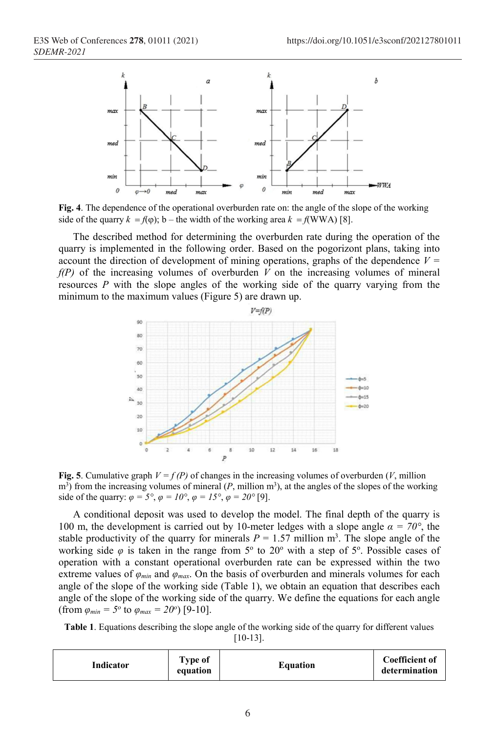**Fig. 4**. The dependence of the operational overburden rate on: the angle of the slope of the working side of the quarry $k = f(\varphi)$; b – the width of the working area $k = f(\text{WWA})$ [8].

The described method for determining the overburden rate during the operation of the quarry is implemented in the following order. Based on the pogorizont plans, taking into account the direction of development of mining operations, graphs of the dependence $V = f(P)$ of the increasing volumes of overburden $V$ on the increasing volumes of mineral resources $P$ with the slope angles of the working side of the quarry varying from the minimum to the maximum values (Figure 5) are drawn up.

**Fig. 5**. Cumulative graph $V = f(P)$ of changes in the increasing volumes of overburden ($V$, million m$^3$) from the increasing volumes of mineral ($P$, million m$^3$), at the angles of the slopes of the working side of the quarry: $\varphi = 5°$, $\varphi = 10°$, $\varphi = 15°$, $\varphi = 20°$ [9].

A conditional deposit was used to develop the model. The final depth of the quarry is 100 m, the development is carried out by 10-meter ledges with a slope angle $\alpha = 70°$, the stable productivity of the quarry for minerals $P = 1.57$ million m$^3$. The slope angle of the working side $\varphi$ is taken in the range from 5° to 20° with a step of 5°. Possible cases of operation with a constant operational overburden rate can be expressed within the two extreme values of $\varphi_{min}$ and $\varphi_{max}$. On the basis of overburden and minerals volumes for each angle of the slope of the working side (Table 1), we obtain an equation that describes each angle of the slope of the working side of the quarry. We define the equations for each angle (from $\varphi_{min} = 5^o$ to $\varphi_{max} = 20^o$) [9-10].

**Table 1**. Equations describing the slope angle of the working side of the quarry for different values [10-13].

| Indicator | Type of equation | Equation | Coefficient of determination |
|---|---|---|---|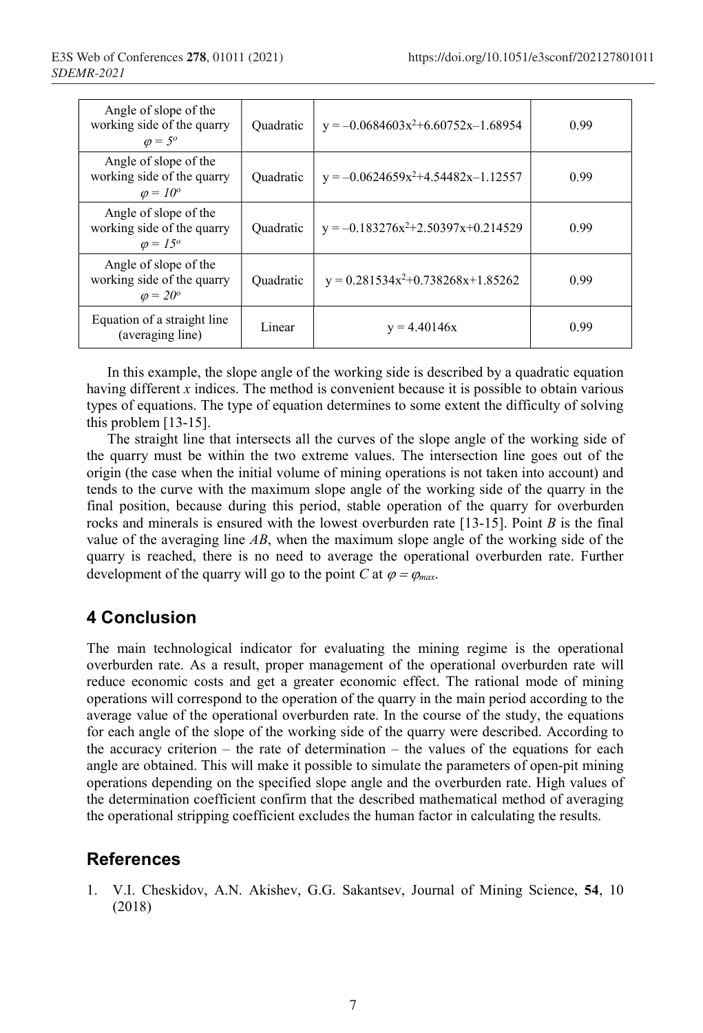| Angle of slope of the working side of the quarry $\varphi = 5^o$ | Quadratic | $y = -0.0684603x^2+6.60752x-1.68954$ | 0.99 |
|---|---|---|---|
| Angle of slope of the working side of the quarry $\varphi = 10^o$ | Quadratic | $y = -0.0624659x^2+4.54482x-1.12557$ | 0.99 |
| Angle of slope of the working side of the quarry $\varphi = 15^o$ | Quadratic | $y = -0.183276x^2+2.50397x+0.214529$ | 0.99 |
| Angle of slope of the working side of the quarry $\varphi = 20^o$ | Quadratic | $y = 0.281534x^2+0.738268x+1.85262$ | 0.99 |
| Equation of a straight line (averaging line) | Linear | $y = 4.40146x$ | 0.99 |

In this example, the slope angle of the working side is described by a quadratic equation having different $x$ indices. The method is convenient because it is possible to obtain various types of equations. The type of equation determines to some extent the difficulty of solving this problem [13-15].

The straight line that intersects all the curves of the slope angle of the working side of the quarry must be within the two extreme values. The intersection line goes out of the origin (the case when the initial volume of mining operations is not taken into account) and tends to the curve with the maximum slope angle of the working side of the quarry in the final position, because during this period, stable operation of the quarry for overburden rocks and minerals is ensured with the lowest overburden rate [13-15]. Point $B$ is the final value of the averaging line $AB$, when the maximum slope angle of the working side of the quarry is reached, there is no need to average the operational overburden rate. Further development of the quarry will go to the point $C$ at $\varphi = \varphi_{max}$.

## 4 Conclusion

The main technological indicator for evaluating the mining regime is the operational overburden rate. As a result, proper management of the operational overburden rate will reduce economic costs and get a greater economic effect. The rational mode of mining operations will correspond to the operation of the quarry in the main period according to the average value of the operational overburden rate. In the course of the study, the equations for each angle of the slope of the working side of the quarry were described. According to the accuracy criterion – the rate of determination – the values of the equations for each angle are obtained. This will make it possible to simulate the parameters of open-pit mining operations depending on the specified slope angle and the overburden rate. High values of the determination coefficient confirm that the described mathematical method of averaging the operational stripping coefficient excludes the human factor in calculating the results.

## References

1. V.I. Cheskidov, A.N. Akishev, G.G. Sakantsev, Journal of Mining Science, **54**, 10 (2018)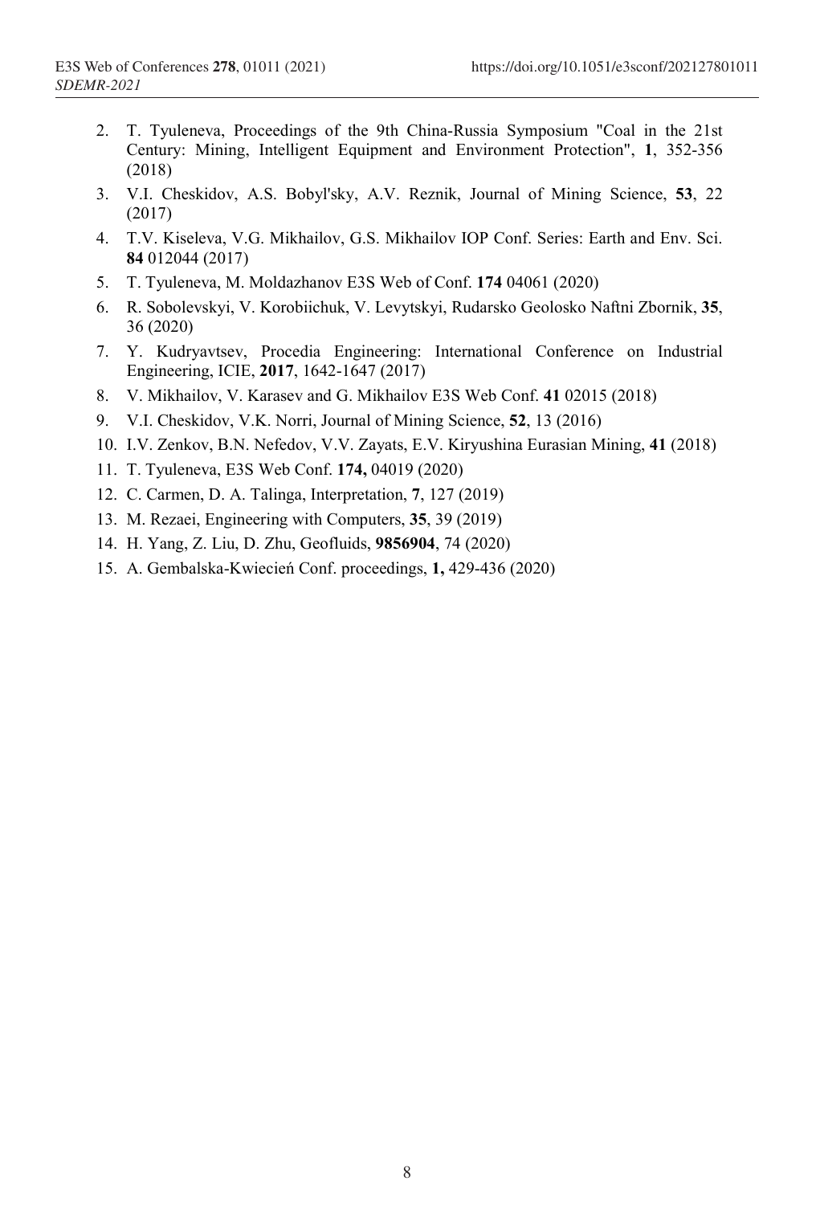2. T. Tyuleneva, Proceedings of the 9th China-Russia Symposium "Coal in the 21st Century: Mining, Intelligent Equipment and Environment Protection", **1**, 352-356 (2018)
3. V.I. Cheskidov, A.S. Bobyl'sky, A.V. Reznik, Journal of Mining Science, **53**, 22 (2017)
4. T.V. Kiseleva, V.G. Mikhailov, G.S. Mikhailov IOP Conf. Series: Earth and Env. Sci. **84** 012044 (2017)
5. T. Tyuleneva, M. Moldazhanov E3S Web of Conf. **174** 04061 (2020)
6. R. Sobolevskyi, V. Korobiichuk, V. Levytskyi, Rudarsko Geolosko Naftni Zbornik, **35**, 36 (2020)
7. Y. Kudryavtsev, Procedia Engineering: International Conference on Industrial Engineering, ICIE, **2017**, 1642-1647 (2017)
8. V. Mikhailov, V. Karasev and G. Mikhailov E3S Web Conf. **41** 02015 (2018)
9. V.I. Cheskidov, V.K. Norri, Journal of Mining Science, **52**, 13 (2016)
10. I.V. Zenkov, B.N. Nefedov, V.V. Zayats, E.V. Kiryushina Eurasian Mining, **41** (2018)
11. T. Tyuleneva, E3S Web Conf. **174,** 04019 (2020)
12. C. Carmen, D. A. Talinga, Interpretation, **7**, 127 (2019)
13. M. Rezaei, Engineering with Computers, **35**, 39 (2019)
14. H. Yang, Z. Liu, D. Zhu, Geofluids, **9856904**, 74 (2020)
15. A. Gembalska-Kwiecień Conf. proceedings, **1,** 429-436 (2020)